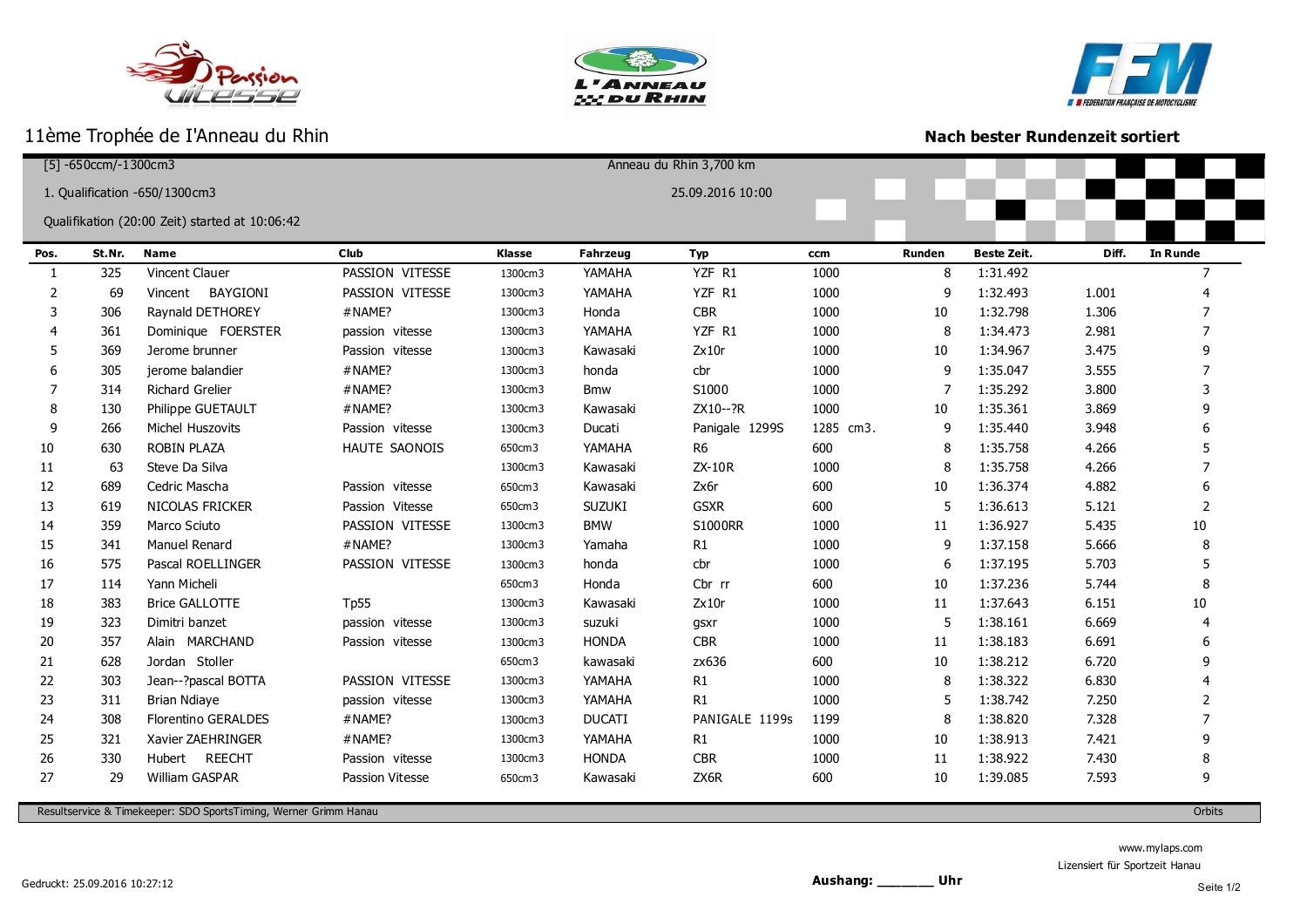# 11ème Trophée de I'Anneau du Rhin

**Nach bester Rundenzeit sortiert**

[5] -650ccm/-1300cm3 — Anneau du Rhin 3,700 km

1. Qualification -650/1300cm3 — 25.09.2016 10:00

Qualifikation (20:00 Zeit) started at 10:06:42

| Pos. | St.Nr. | Name | Club | Klasse | Fahrzeug | Typ | ccm | Runden | Beste Zeit. | Diff. | In Runde |
|---|---|---|---|---|---|---|---|---|---|---|---|
| 1 | 325 | Vincent Clauer | PASSION VITESSE | 1300cm3 | YAMAHA | YZF R1 | 1000 | 8 | 1:31.492 | | 7 |
| 2 | 69 | Vincent BAYGIONI | PASSION VITESSE | 1300cm3 | YAMAHA | YZF R1 | 1000 | 9 | 1:32.493 | 1.001 | 4 |
| 3 | 306 | Raynald DETHOREY | #NAME? | 1300cm3 | Honda | CBR | 1000 | 10 | 1:32.798 | 1.306 | 7 |
| 4 | 361 | Dominique FOERSTER | passion vitesse | 1300cm3 | YAMAHA | YZF R1 | 1000 | 8 | 1:34.473 | 2.981 | 7 |
| 5 | 369 | Jerome brunner | Passion vitesse | 1300cm3 | Kawasaki | Zx10r | 1000 | 10 | 1:34.967 | 3.475 | 9 |
| 6 | 305 | jerome balandier | #NAME? | 1300cm3 | honda | cbr | 1000 | 9 | 1:35.047 | 3.555 | 7 |
| 7 | 314 | Richard Grelier | #NAME? | 1300cm3 | Bmw | S1000 | 1000 | 7 | 1:35.292 | 3.800 | 3 |
| 8 | 130 | Philippe GUETAULT | #NAME? | 1300cm3 | Kawasaki | ZX10--?R | 1000 | 10 | 1:35.361 | 3.869 | 9 |
| 9 | 266 | Michel Huszovits | Passion vitesse | 1300cm3 | Ducati | Panigale 1299S | 1285 cm3. | 9 | 1:35.440 | 3.948 | 6 |
| 10 | 630 | ROBIN PLAZA | HAUTE SAONOIS | 650cm3 | YAMAHA | R6 | 600 | 8 | 1:35.758 | 4.266 | 5 |
| 11 | 63 | Steve Da Silva | | 1300cm3 | Kawasaki | ZX-10R | 1000 | 8 | 1:35.758 | 4.266 | 7 |
| 12 | 689 | Cedric Mascha | Passion vitesse | 650cm3 | Kawasaki | Zx6r | 600 | 10 | 1:36.374 | 4.882 | 6 |
| 13 | 619 | NICOLAS FRICKER | Passion Vitesse | 650cm3 | SUZUKI | GSXR | 600 | 5 | 1:36.613 | 5.121 | 2 |
| 14 | 359 | Marco Sciuto | PASSION VITESSE | 1300cm3 | BMW | S1000RR | 1000 | 11 | 1:36.927 | 5.435 | 10 |
| 15 | 341 | Manuel Renard | #NAME? | 1300cm3 | Yamaha | R1 | 1000 | 9 | 1:37.158 | 5.666 | 8 |
| 16 | 575 | Pascal ROELLINGER | PASSION VITESSE | 1300cm3 | honda | cbr | 1000 | 6 | 1:37.195 | 5.703 | 5 |
| 17 | 114 | Yann Micheli | | 650cm3 | Honda | Cbr rr | 600 | 10 | 1:37.236 | 5.744 | 8 |
| 18 | 383 | Brice GALLOTTE | Tp55 | 1300cm3 | Kawasaki | Zx10r | 1000 | 11 | 1:37.643 | 6.151 | 10 |
| 19 | 323 | Dimitri banzet | passion vitesse | 1300cm3 | suzuki | gsxr | 1000 | 5 | 1:38.161 | 6.669 | 4 |
| 20 | 357 | Alain MARCHAND | Passion vitesse | 1300cm3 | HONDA | CBR | 1000 | 11 | 1:38.183 | 6.691 | 6 |
| 21 | 628 | Jordan Stoller | | 650cm3 | kawasaki | zx636 | 600 | 10 | 1:38.212 | 6.720 | 9 |
| 22 | 303 | Jean--?pascal BOTTA | PASSION VITESSE | 1300cm3 | YAMAHA | R1 | 1000 | 8 | 1:38.322 | 6.830 | 4 |
| 23 | 311 | Brian Ndiaye | passion vitesse | 1300cm3 | YAMAHA | R1 | 1000 | 5 | 1:38.742 | 7.250 | 2 |
| 24 | 308 | Florentino GERALDES | #NAME? | 1300cm3 | DUCATI | PANIGALE 1199s | 1199 | 8 | 1:38.820 | 7.328 | 7 |
| 25 | 321 | Xavier ZAEHRINGER | #NAME? | 1300cm3 | YAMAHA | R1 | 1000 | 10 | 1:38.913 | 7.421 | 9 |
| 26 | 330 | Hubert REECHT | Passion vitesse | 1300cm3 | HONDA | CBR | 1000 | 11 | 1:38.922 | 7.430 | 8 |
| 27 | 29 | William GASPAR | Passion Vitesse | 650cm3 | Kawasaki | ZX6R | 600 | 10 | 1:39.085 | 7.593 | 9 |

Resultservice & Timekeeper: SDO SportsTiming, Werner Grimm Hanau — Orbits

Gedruckt: 25.09.2016 10:27:12

**Aushang: _______ Uhr**

www.mylaps.com
Lizensiert für Sportzeit Hanau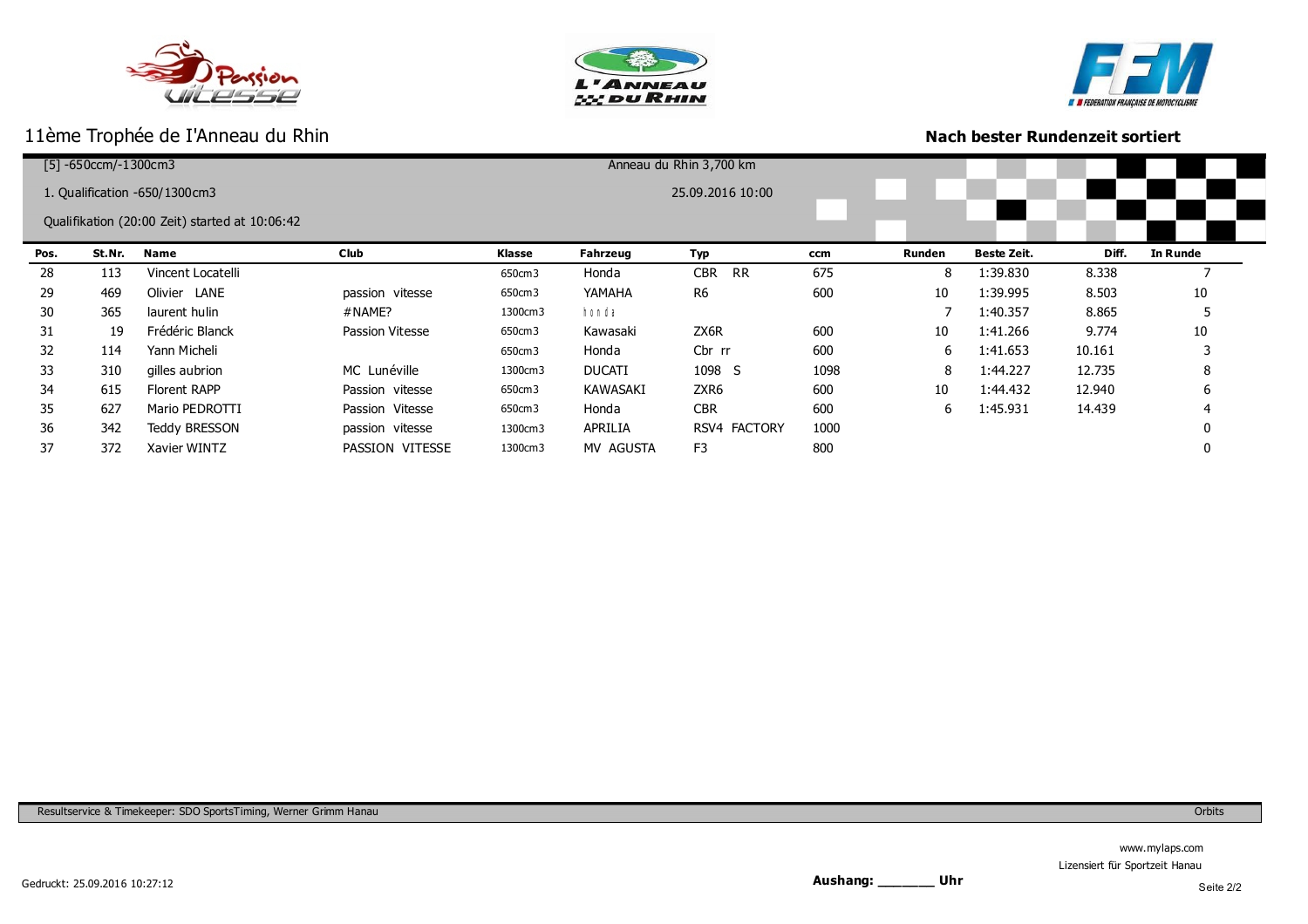11ème Trophée de I'Anneau du Rhin

**Nach bester Rundenzeit sortiert**

[5] -650ccm/-1300cm3

Anneau du Rhin 3,700 km

1. Qualification -650/1300cm3

25.09.2016 10:00

Qualifikation (20:00 Zeit) started at 10:06:42

| Pos. | St.Nr. | Name | Club | Klasse | Fahrzeug | Typ | ccm | Runden | Beste Zeit. | Diff. | In Runde |
|---|---|---|---|---|---|---|---|---|---|---|---|
| 28 | 113 | Vincent Locatelli | | 650cm3 | Honda | CBR RR | 675 | 8 | 1:39.830 | 8.338 | 7 |
| 29 | 469 | Olivier LANE | passion vitesse | 650cm3 | YAMAHA | R6 | 600 | 10 | 1:39.995 | 8.503 | 10 |
| 30 | 365 | laurent hulin | #NAME? | 1300cm3 | honda | | | 7 | 1:40.357 | 8.865 | 5 |
| 31 | 19 | Frédéric Blanck | Passion Vitesse | 650cm3 | Kawasaki | ZX6R | 600 | 10 | 1:41.266 | 9.774 | 10 |
| 32 | 114 | Yann Micheli | | 650cm3 | Honda | Cbr rr | 600 | 6 | 1:41.653 | 10.161 | 3 |
| 33 | 310 | gilles aubrion | MC Lunéville | 1300cm3 | DUCATI | 1098 S | 1098 | 8 | 1:44.227 | 12.735 | 8 |
| 34 | 615 | Florent RAPP | Passion vitesse | 650cm3 | KAWASAKI | ZXR6 | 600 | 10 | 1:44.432 | 12.940 | 6 |
| 35 | 627 | Mario PEDROTTI | Passion Vitesse | 650cm3 | Honda | CBR | 600 | 6 | 1:45.931 | 14.439 | 4 |
| 36 | 342 | Teddy BRESSON | passion vitesse | 1300cm3 | APRILIA | RSV4 FACTORY | 1000 | | | | 0 |
| 37 | 372 | Xavier WINTZ | PASSION VITESSE | 1300cm3 | MV AGUSTA | F3 | 800 | | | | 0 |

Resultservice & Timekeeper: SDO SportsTiming, Werner Grimm Hanau

Orbits

www.mylaps.com

Lizensiert für Sportzeit Hanau

Gedruckt: 25.09.2016 10:27:12

**Aushang: _______ Uhr**